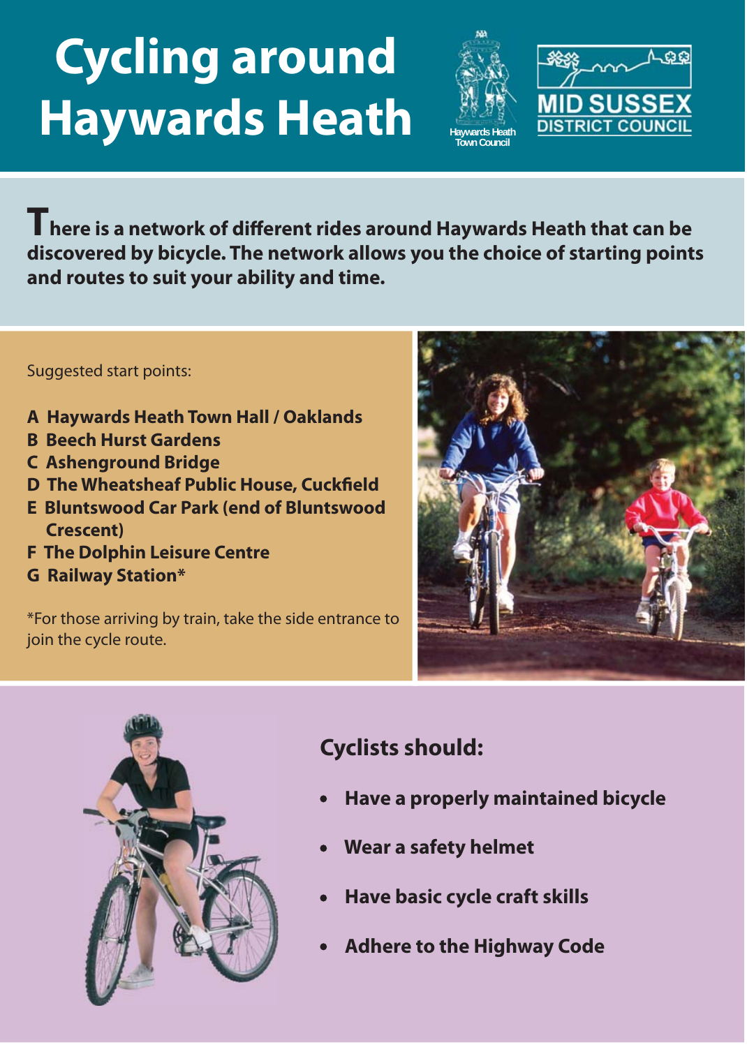# Cycling around Haywards Heath

Haywards Heath Town Council

MID SUSSEX DISTRICT COUNCIL

**There is a network of different rides around Haywards Heath that can be discovered by bicycle. The network allows you the choice of starting points and routes to suit your ability and time.**

Suggested start points:

- **A Haywards Heath Town Hall / Oaklands**
- **B Beech Hurst Gardens**
- **C Ashenground Bridge**
- **D The Wheatsheaf Public House, Cuckfield**
- **E Bluntswood Car Park (end of Bluntswood Crescent)**
- **F The Dolphin Leisure Centre**
- **G Railway Station***

*For those arriving by train, take the side entrance to join the cycle route.

## Cyclists should:

- **Have a properly maintained bicycle**
- **Wear a safety helmet**
- **Have basic cycle craft skills**
- **Adhere to the Highway Code**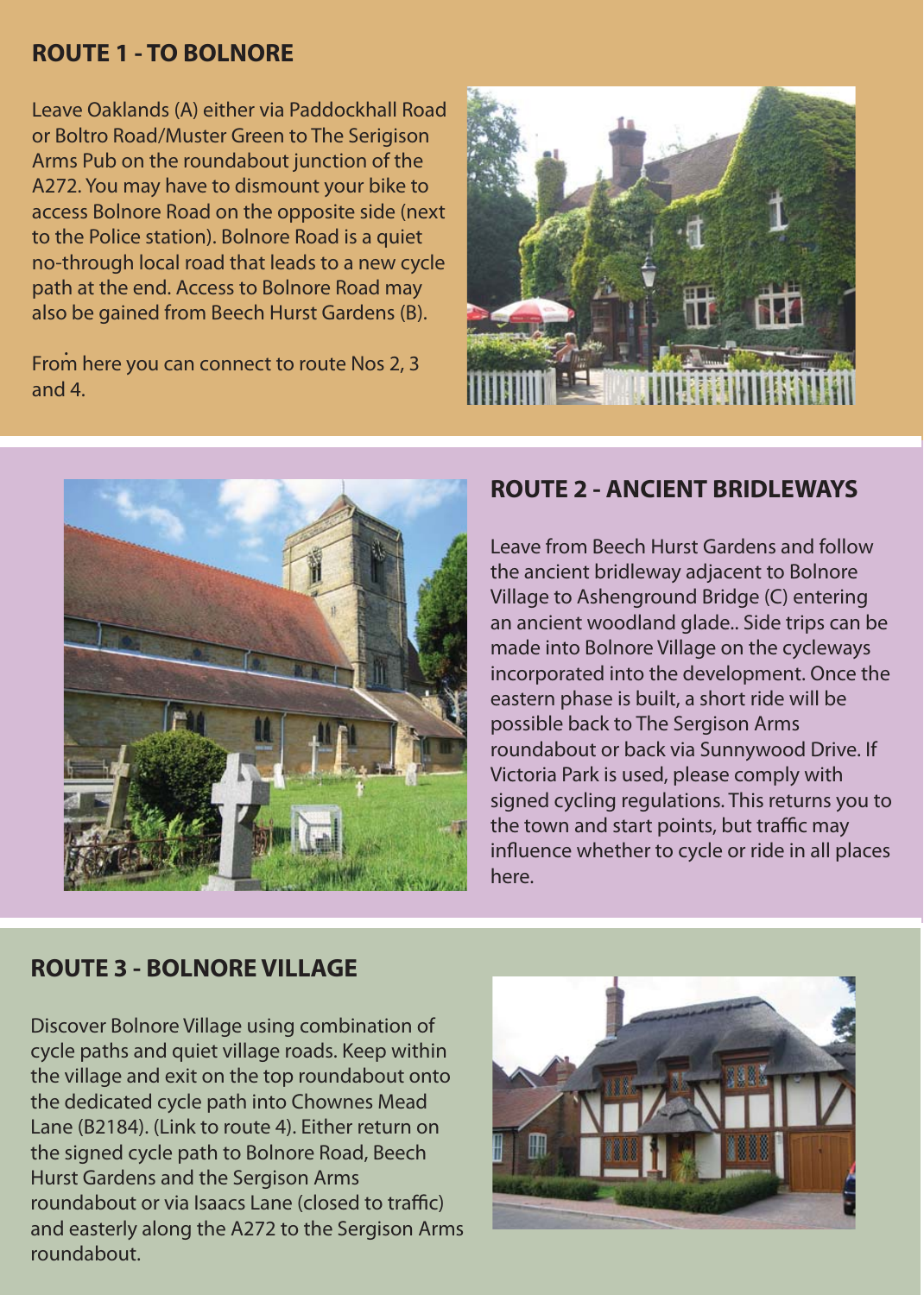## ROUTE 1 - TO BOLNORE

Leave Oaklands (A) either via Paddockhall Road or Boltro Road/Muster Green to The Serigison Arms Pub on the roundabout junction of the A272. You may have to dismount your bike to access Bolnore Road on the opposite side (next to the Police station). Bolnore Road is a quiet no-through local road that leads to a new cycle path at the end. Access to Bolnore Road may also be gained from Beech Hurst Gardens (B).

From here you can connect to route Nos 2, 3 and 4.

## ROUTE 2 - ANCIENT BRIDLEWAYS

Leave from Beech Hurst Gardens and follow the ancient bridleway adjacent to Bolnore Village to Ashenground Bridge (C) entering an ancient woodland glade.. Side trips can be made into Bolnore Village on the cycleways incorporated into the development. Once the eastern phase is built, a short ride will be possible back to The Sergison Arms roundabout or back via Sunnywood Drive. If Victoria Park is used, please comply with signed cycling regulations. This returns you to the town and start points, but traffic may influence whether to cycle or ride in all places here.

## ROUTE 3 - BOLNORE VILLAGE

Discover Bolnore Village using combination of cycle paths and quiet village roads. Keep within the village and exit on the top roundabout onto the dedicated cycle path into Chownes Mead Lane (B2184). (Link to route 4). Either return on the signed cycle path to Bolnore Road, Beech Hurst Gardens and the Sergison Arms roundabout or via Isaacs Lane (closed to traffic) and easterly along the A272 to the Sergison Arms roundabout.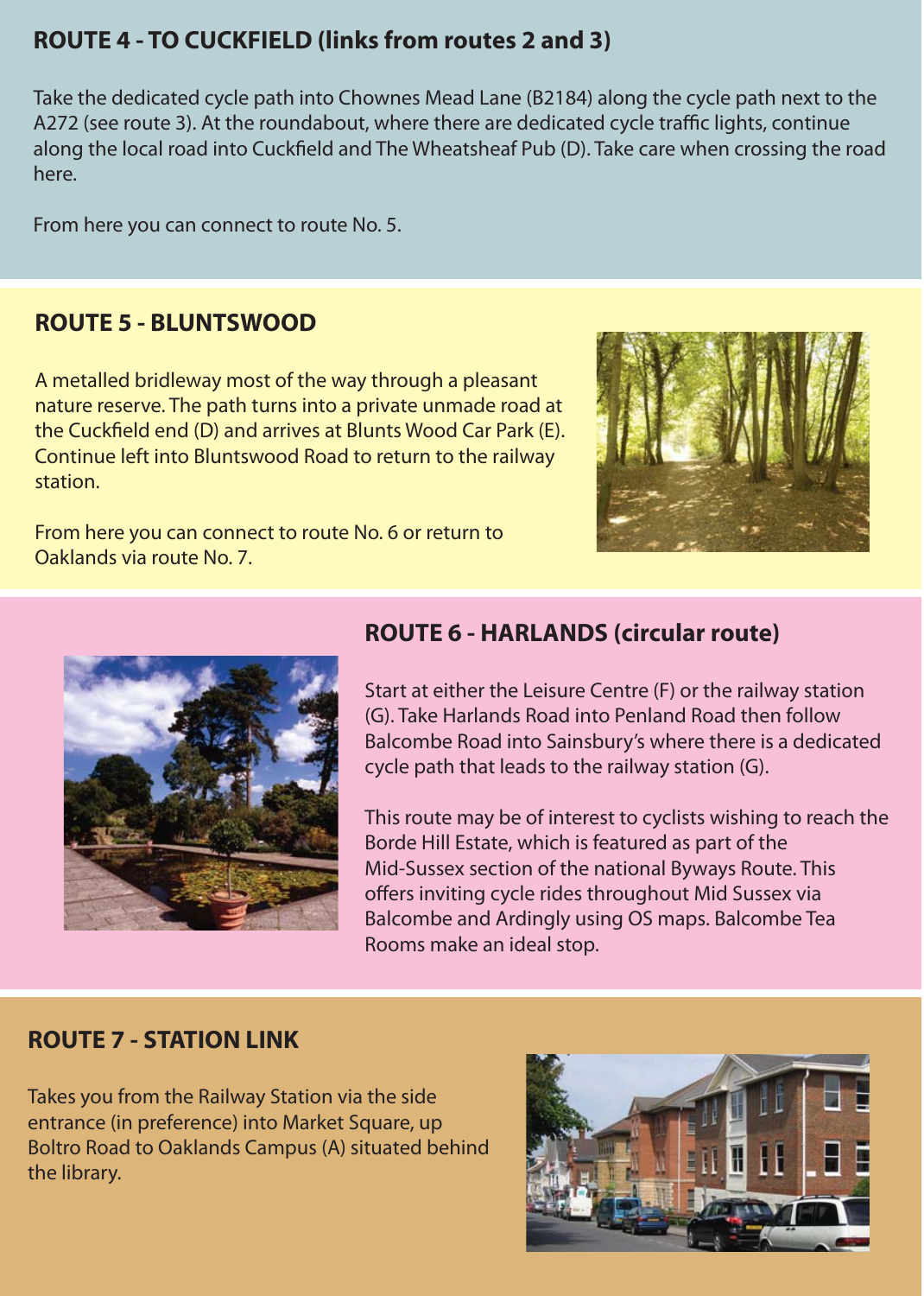## ROUTE 4 - TO CUCKFIELD (links from routes 2 and 3)

Take the dedicated cycle path into Chownes Mead Lane (B2184) along the cycle path next to the A272 (see route 3). At the roundabout, where there are dedicated cycle traffic lights, continue along the local road into Cuckfield and The Wheatsheaf Pub (D). Take care when crossing the road here.

From here you can connect to route No. 5.

## ROUTE 5 - BLUNTSWOOD

A metalled bridleway most of the way through a pleasant nature reserve. The path turns into a private unmade road at the Cuckfield end (D) and arrives at Blunts Wood Car Park (E). Continue left into Bluntswood Road to return to the railway station.

From here you can connect to route No. 6 or return to Oaklands via route No. 7.

## ROUTE 6 - HARLANDS (circular route)

Start at either the Leisure Centre (F) or the railway station (G). Take Harlands Road into Penland Road then follow Balcombe Road into Sainsbury's where there is a dedicated cycle path that leads to the railway station (G).

This route may be of interest to cyclists wishing to reach the Borde Hill Estate, which is featured as part of the Mid-Sussex section of the national Byways Route. This offers inviting cycle rides throughout Mid Sussex via Balcombe and Ardingly using OS maps. Balcombe Tea Rooms make an ideal stop.

## ROUTE 7 - STATION LINK

Takes you from the Railway Station via the side entrance (in preference) into Market Square, up Boltro Road to Oaklands Campus (A) situated behind the library.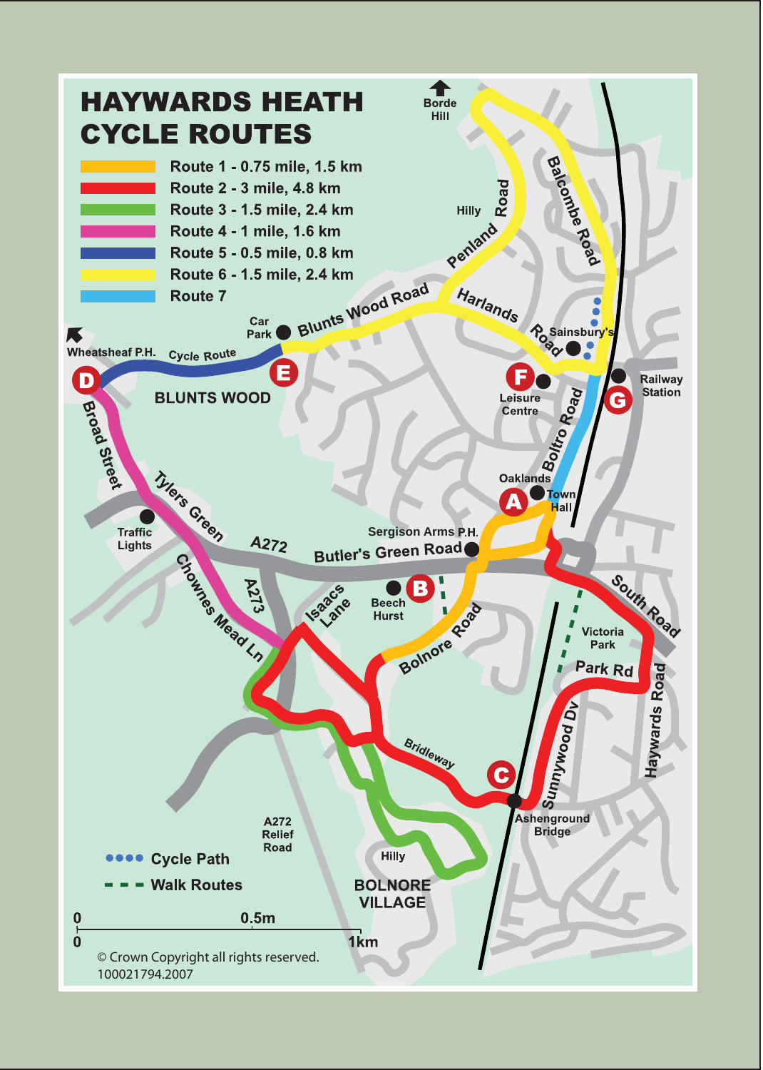# HAYWARDS HEATH CYCLE ROUTES

- Route 1 - 0.75 mile, 1.5 km
- Route 2 - 3 mile, 4.8 km
- Route 3 - 1.5 mile, 2.4 km
- Route 4 - 1 mile, 1.6 km
- Route 5 - 0.5 mile, 0.8 km
- Route 6 - 1.5 mile, 2.4 km
- Route 7

Borde Hill
Hilly
Penland Road
Balcombe Road
Blunts Wood Road
Harlands Road
Sainsbury's
Car Park
Wheatsheaf P.H.
Cycle Route
D
E
F
G
BLUNTS WOOD
Leisure Centre
Railway Station
Boltro Road
Broad Street
Oaklands
Town Hall
A
Tylers Green
Traffic Lights
Sergison Arms P.H.
A272
Butler's Green Road
B
Beech Hurst
Chownes Mead Ln
A273
Isaacs Lane
Bolnore Road
South Road
Victoria Park
Park Rd
Bridleway
C
Sunnywood Dv
Haywards Road
Ashenground Bridge
A272 Relief Road
Hilly
BOLNORE VILLAGE

Cycle Path
Walk Routes

0 0.5m
0 1km

© Crown Copyright all rights reserved.
100021794.2007